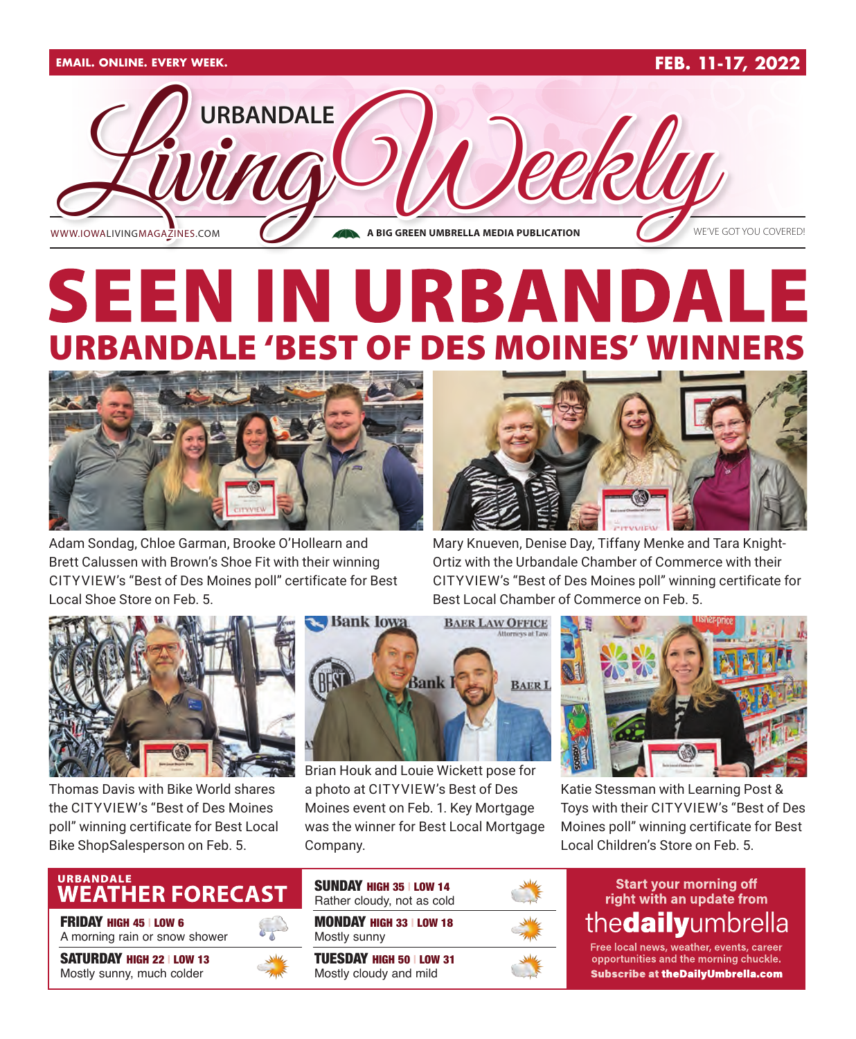EMAIL. ONLINE. EVERY WEEK.

FEB. 11-17, 2022

# URBANDALE Living Weekly

WWW.IOWALIVINGMAGAZINES.COM — A BIG GREEN UMBRELLA MEDIA PUBLICATION — WE'VE GOT YOU COVERED!

# SEEN IN URBANDALE

## URBANDALE 'BEST OF DES MOINES' WINNERS

Adam Sondag, Chloe Garman, Brooke O'Hollearn and Brett Calussen with Brown's Shoe Fit with their winning CITYVIEW's "Best of Des Moines poll" certificate for Best Local Shoe Store on Feb. 5.

Mary Knueven, Denise Day, Tiffany Menke and Tara Knight-Ortiz with the Urbandale Chamber of Commerce with their CITYVIEW's "Best of Des Moines poll" winning certificate for Best Local Chamber of Commerce on Feb. 5.

Thomas Davis with Bike World shares the CITYVIEW's "Best of Des Moines poll" winning certificate for Best Local Bike ShopSalesperson on Feb. 5.

Brian Houk and Louie Wickett pose for a photo at CITYVIEW's Best of Des Moines event on Feb. 1. Key Mortgage was the winner for Best Local Mortgage Company.

Katie Stessman with Learning Post & Toys with their CITYVIEW's "Best of Des Moines poll" winning certificate for Best Local Children's Store on Feb. 5.

## URBANDALE WEATHER FORECAST

**FRIDAY** HIGH 45 | LOW 6
A morning rain or snow shower

**SATURDAY** HIGH 22 | LOW 13
Mostly sunny, much colder

**SUNDAY** HIGH 35 | LOW 14
Rather cloudy, not as cold

**MONDAY** HIGH 33 | LOW 18
Mostly sunny

**TUESDAY** HIGH 50 | LOW 31
Mostly cloudy and mild

Start your morning off right with an update from **thedailyumbrella**

Free local news, weather, events, career opportunities and the morning chuckle.
**Subscribe at theDailyUmbrella.com**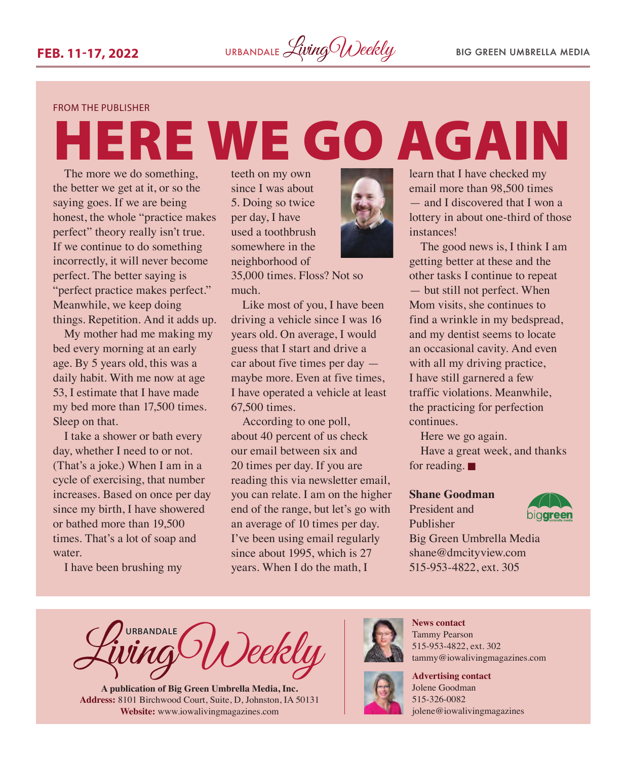FROM THE PUBLISHER

# HERE WE GO AGAIN

The more we do something, the better we get at it, or so the saying goes. If we are being honest, the whole "practice makes perfect" theory really isn't true. If we continue to do something incorrectly, it will never become perfect. The better saying is "perfect practice makes perfect." Meanwhile, we keep doing things. Repetition. And it adds up.

My mother had me making my bed every morning at an early age. By 5 years old, this was a daily habit. With me now at age 53, I estimate that I have made my bed more than 17,500 times. Sleep on that.

I take a shower or bath every day, whether I need to or not. (That's a joke.) When I am in a cycle of exercising, that number increases. Based on once per day since my birth, I have showered or bathed more than 19,500 times. That's a lot of soap and water.

I have been brushing my teeth on my own since I was about 5. Doing so twice per day, I have used a toothbrush somewhere in the neighborhood of 35,000 times. Floss? Not so much.

Like most of you, I have been driving a vehicle since I was 16 years old. On average, I would guess that I start and drive a car about five times per day — maybe more. Even at five times, I have operated a vehicle at least 67,500 times.

According to one poll, about 40 percent of us check our email between six and 20 times per day. If you are reading this via newsletter email, you can relate. I am on the higher end of the range, but let's go with an average of 10 times per day. I've been using email regularly since about 1995, which is 27 years. When I do the math, I learn that I have checked my email more than 98,500 times — and I discovered that I won a lottery in about one-third of those instances!

The good news is, I think I am getting better at these and the other tasks I continue to repeat — but still not perfect. When Mom visits, she continues to find a wrinkle in my bedspread, and my dentist seems to locate an occasional cavity. And even with all my driving practice, I have still garnered a few traffic violations. Meanwhile, the practicing for perfection continues.

Here we go again.

Have a great week, and thanks for reading. ■

**Shane Goodman**
President and Publisher
Big Green Umbrella Media
shane@dmcityview.com
515-953-4822, ext. 305

---

URBANDALE Living Weekly

**A publication of Big Green Umbrella Media, Inc.**
**Address:** 8101 Birchwood Court, Suite, D, Johnston, IA 50131
**Website:** www.iowalivingmagazines.com

**News contact**
Tammy Pearson
515-953-4822, ext. 302
tammy@iowalivingmagazines.com

**Advertising contact**
Jolene Goodman
515-326-0082
jolene@iowalivingmagazines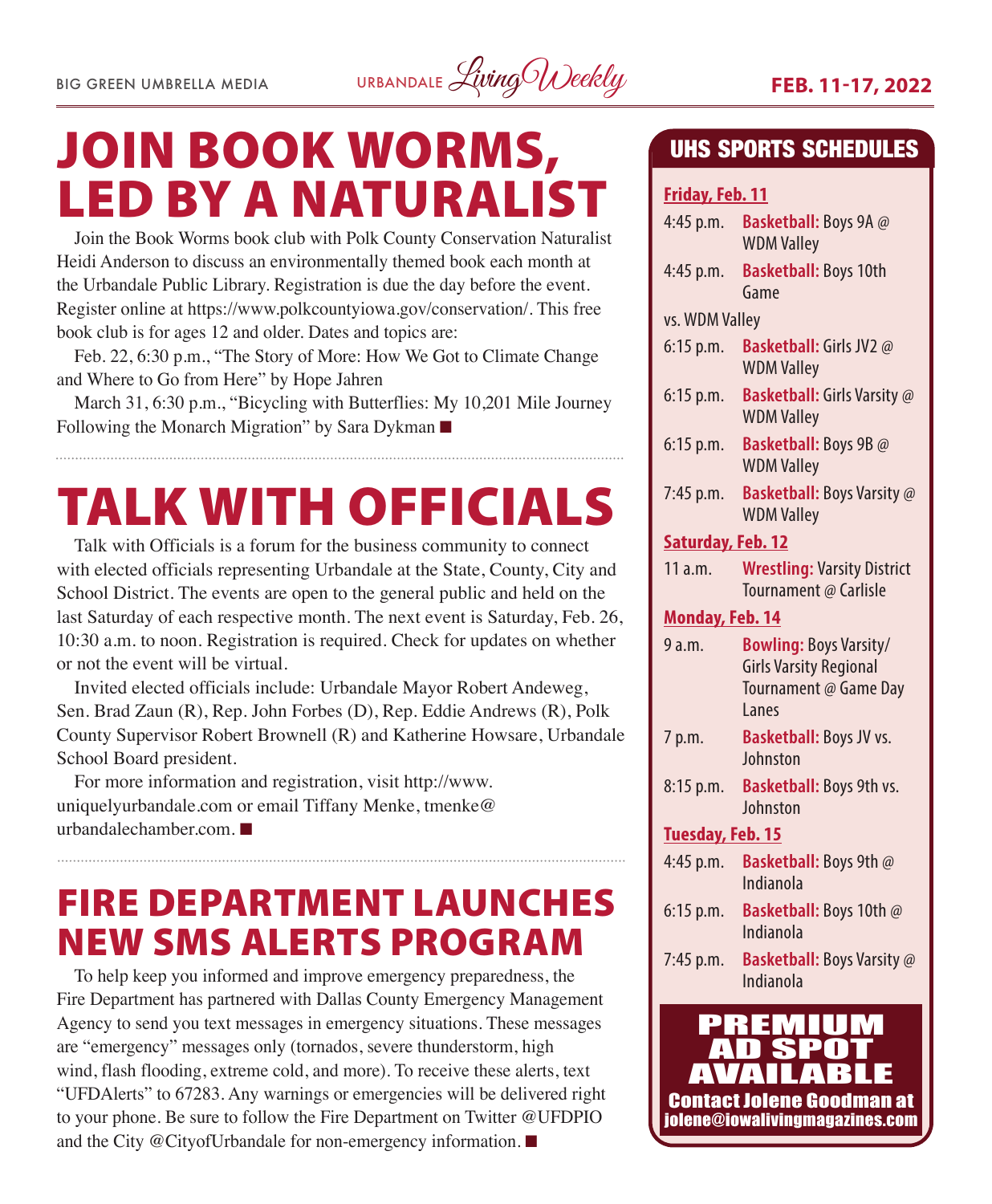# JOIN BOOK WORMS, LED BY A NATURALIST

Join the Book Worms book club with Polk County Conservation Naturalist Heidi Anderson to discuss an environmentally themed book each month at the Urbandale Public Library. Registration is due the day before the event. Register online at https://www.polkcountyiowa.gov/conservation/. This free book club is for ages 12 and older. Dates and topics are:

Feb. 22, 6:30 p.m., "The Story of More: How We Got to Climate Change and Where to Go from Here" by Hope Jahren

March 31, 6:30 p.m., "Bicycling with Butterflies: My 10,201 Mile Journey Following the Monarch Migration" by Sara Dykman ■

# TALK WITH OFFICIALS

Talk with Officials is a forum for the business community to connect with elected officials representing Urbandale at the State, County, City and School District. The events are open to the general public and held on the last Saturday of each respective month. The next event is Saturday, Feb. 26, 10:30 a.m. to noon. Registration is required. Check for updates on whether or not the event will be virtual.

Invited elected officials include: Urbandale Mayor Robert Andeweg, Sen. Brad Zaun (R), Rep. John Forbes (D), Rep. Eddie Andrews (R), Polk County Supervisor Robert Brownell (R) and Katherine Howsare, Urbandale School Board president.

For more information and registration, visit http://www.uniquelyurbandale.com or email Tiffany Menke, tmenke@urbandalechamber.com. ■

# FIRE DEPARTMENT LAUNCHES NEW SMS ALERTS PROGRAM

To help keep you informed and improve emergency preparedness, the Fire Department has partnered with Dallas County Emergency Management Agency to send you text messages in emergency situations. These messages are "emergency" messages only (tornados, severe thunderstorm, high wind, flash flooding, extreme cold, and more). To receive these alerts, text "UFDAlerts" to 67283. Any warnings or emergencies will be delivered right to your phone. Be sure to follow the Fire Department on Twitter @UFDPIO and the City @CityofUrbandale for non-emergency information. ■

## UHS SPORTS SCHEDULES

**Friday, Feb. 11**

- 4:45 p.m. **Basketball:** Boys 9A @ WDM Valley
- 4:45 p.m. **Basketball:** Boys 10th Game vs. WDM Valley
- 6:15 p.m. **Basketball:** Girls JV2 @ WDM Valley
- 6:15 p.m. **Basketball:** Girls Varsity @ WDM Valley
- 6:15 p.m. **Basketball:** Boys 9B @ WDM Valley
- 7:45 p.m. **Basketball:** Boys Varsity @ WDM Valley

**Saturday, Feb. 12**

- 11 a.m. **Wrestling:** Varsity District Tournament @ Carlisle

**Monday, Feb. 14**

- 9 a.m. **Bowling:** Boys Varsity/Girls Varsity Regional Tournament @ Game Day Lanes
- 7 p.m. **Basketball:** Boys JV vs. Johnston
- 8:15 p.m. **Basketball:** Boys 9th vs. Johnston

**Tuesday, Feb. 15**

- 4:45 p.m. **Basketball:** Boys 9th @ Indianola
- 6:15 p.m. **Basketball:** Boys 10th @ Indianola
- 7:45 p.m. **Basketball:** Boys Varsity @ Indianola

**PREMIUM AD SPOT AVAILABLE**

Contact Jolene Goodman at jolene@iowalivingmagazines.com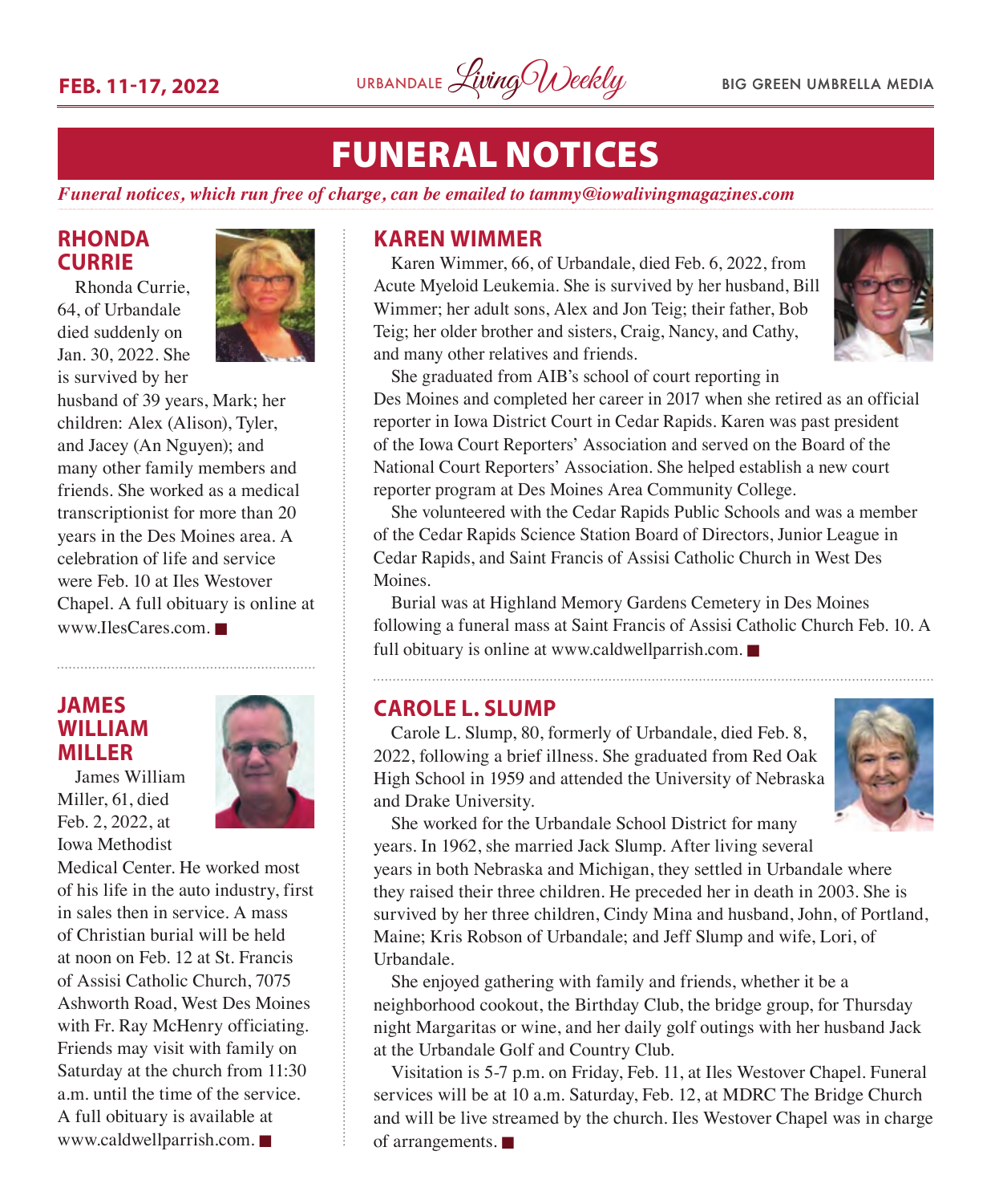# FUNERAL NOTICES

*Funeral notices, which run free of charge, can be emailed to tammy@iowalivingmagazines.com*

## RHONDA CURRIE

Rhonda Currie, 64, of Urbandale died suddenly on Jan. 30, 2022. She is survived by her husband of 39 years, Mark; her children: Alex (Alison), Tyler, and Jacey (An Nguyen); and many other family members and friends. She worked as a medical transcriptionist for more than 20 years in the Des Moines area. A celebration of life and service were Feb. 10 at Iles Westover Chapel. A full obituary is online at www.IlesCares.com. ■

## JAMES WILLIAM MILLER

James William Miller, 61, died Feb. 2, 2022, at Iowa Methodist Medical Center. He worked most of his life in the auto industry, first in sales then in service. A mass of Christian burial will be held at noon on Feb. 12 at St. Francis of Assisi Catholic Church, 7075 Ashworth Road, West Des Moines with Fr. Ray McHenry officiating. Friends may visit with family on Saturday at the church from 11:30 a.m. until the time of the service. A full obituary is available at www.caldwellparrish.com. ■

## KAREN WIMMER

Karen Wimmer, 66, of Urbandale, died Feb. 6, 2022, from Acute Myeloid Leukemia. She is survived by her husband, Bill Wimmer; her adult sons, Alex and Jon Teig; their father, Bob Teig; her older brother and sisters, Craig, Nancy, and Cathy, and many other relatives and friends.

She graduated from AIB's school of court reporting in Des Moines and completed her career in 2017 when she retired as an official reporter in Iowa District Court in Cedar Rapids. Karen was past president of the Iowa Court Reporters' Association and served on the Board of the National Court Reporters' Association. She helped establish a new court reporter program at Des Moines Area Community College.

She volunteered with the Cedar Rapids Public Schools and was a member of the Cedar Rapids Science Station Board of Directors, Junior League in Cedar Rapids, and Saint Francis of Assisi Catholic Church in West Des Moines.

Burial was at Highland Memory Gardens Cemetery in Des Moines following a funeral mass at Saint Francis of Assisi Catholic Church Feb. 10. A full obituary is online at www.caldwellparrish.com. ■

## CAROLE L. SLUMP

Carole L. Slump, 80, formerly of Urbandale, died Feb. 8, 2022, following a brief illness. She graduated from Red Oak High School in 1959 and attended the University of Nebraska and Drake University.

She worked for the Urbandale School District for many years. In 1962, she married Jack Slump. After living several years in both Nebraska and Michigan, they settled in Urbandale where they raised their three children. He preceded her in death in 2003. She is survived by her three children, Cindy Mina and husband, John, of Portland, Maine; Kris Robson of Urbandale; and Jeff Slump and wife, Lori, of Urbandale.

She enjoyed gathering with family and friends, whether it be a neighborhood cookout, the Birthday Club, the bridge group, for Thursday night Margaritas or wine, and her daily golf outings with her husband Jack at the Urbandale Golf and Country Club.

Visitation is 5-7 p.m. on Friday, Feb. 11, at Iles Westover Chapel. Funeral services will be at 10 a.m. Saturday, Feb. 12, at MDRC The Bridge Church and will be live streamed by the church. Iles Westover Chapel was in charge of arrangements. ■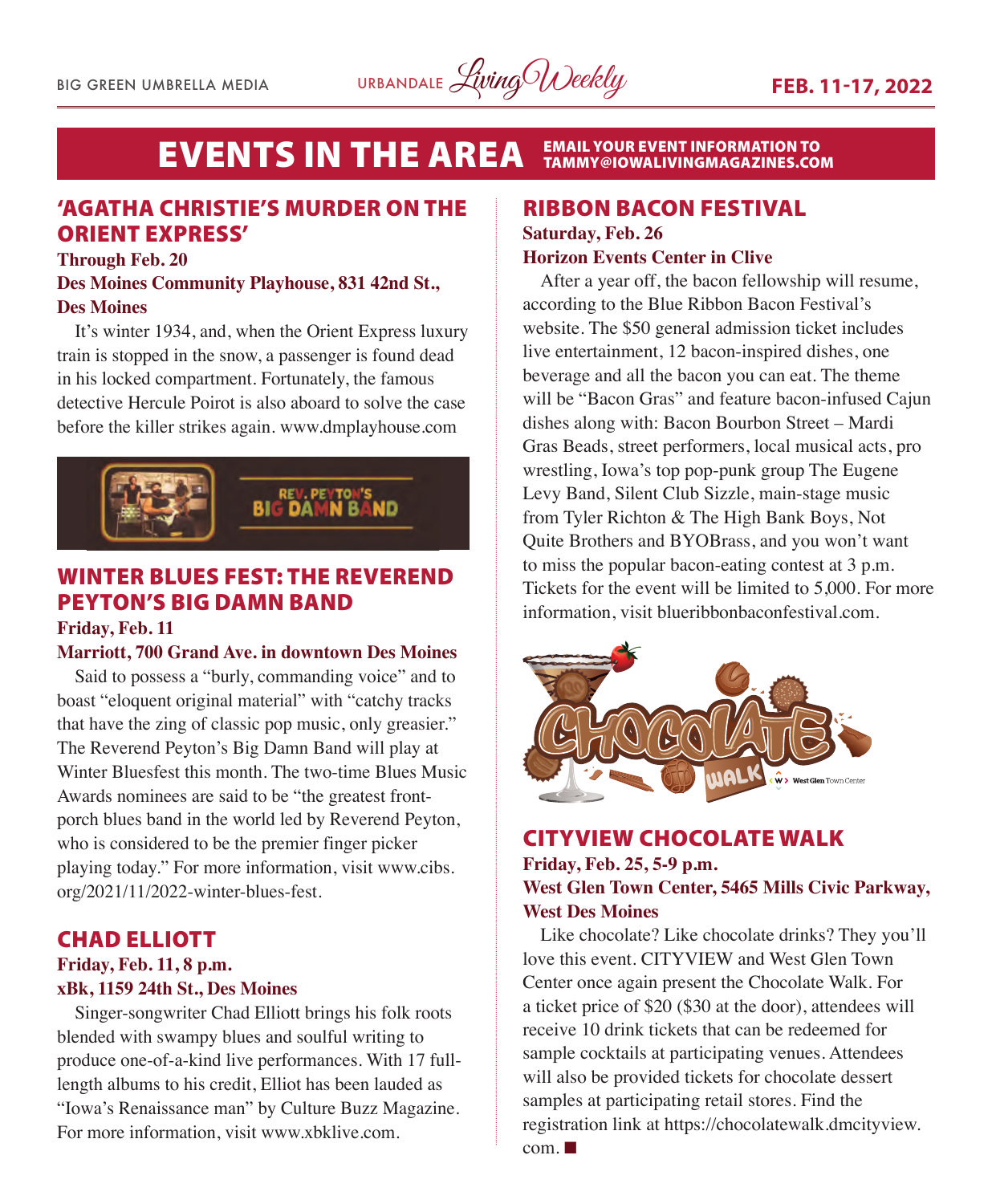# EVENTS IN THE AREA

EMAIL YOUR EVENT INFORMATION TO TAMMY@IOWALIVINGMAGAZINES.COM

## 'AGATHA CHRISTIE'S MURDER ON THE ORIENT EXPRESS'

**Through Feb. 20**
**Des Moines Community Playhouse, 831 42nd St., Des Moines**

It's winter 1934, and, when the Orient Express luxury train is stopped in the snow, a passenger is found dead in his locked compartment. Fortunately, the famous detective Hercule Poirot is also aboard to solve the case before the killer strikes again. www.dmplayhouse.com

## WINTER BLUES FEST: THE REVEREND PEYTON'S BIG DAMN BAND

**Friday, Feb. 11**
**Marriott, 700 Grand Ave. in downtown Des Moines**

Said to possess a "burly, commanding voice" and to boast "eloquent original material" with "catchy tracks that have the zing of classic pop music, only greasier." The Reverend Peyton's Big Damn Band will play at Winter Bluesfest this month. The two-time Blues Music Awards nominees are said to be "the greatest front-porch blues band in the world led by Reverend Peyton, who is considered to be the premier finger picker playing today." For more information, visit www.cibs.org/2021/11/2022-winter-blues-fest.

## CHAD ELLIOTT

**Friday, Feb. 11, 8 p.m.**
**xBk, 1159 24th St., Des Moines**

Singer-songwriter Chad Elliott brings his folk roots blended with swampy blues and soulful writing to produce one-of-a-kind live performances. With 17 full-length albums to his credit, Elliot has been lauded as "Iowa's Renaissance man" by Culture Buzz Magazine. For more information, visit www.xbklive.com.

## RIBBON BACON FESTIVAL

**Saturday, Feb. 26**
**Horizon Events Center in Clive**

After a year off, the bacon fellowship will resume, according to the Blue Ribbon Bacon Festival's website. The $50 general admission ticket includes live entertainment, 12 bacon-inspired dishes, one beverage and all the bacon you can eat. The theme will be "Bacon Gras" and feature bacon-infused Cajun dishes along with: Bacon Bourbon Street – Mardi Gras Beads, street performers, local musical acts, pro wrestling, Iowa's top pop-punk group The Eugene Levy Band, Silent Club Sizzle, main-stage music from Tyler Richton & The High Bank Boys, Not Quite Brothers and BYOBrass, and you won't want to miss the popular bacon-eating contest at 3 p.m. Tickets for the event will be limited to 5,000. For more information, visit blueribbonbaconfestival.com.

## CITYVIEW CHOCOLATE WALK

**Friday, Feb. 25, 5-9 p.m.**
**West Glen Town Center, 5465 Mills Civic Parkway, West Des Moines**

Like chocolate? Like chocolate drinks? They you'll love this event. CITYVIEW and West Glen Town Center once again present the Chocolate Walk. For a ticket price of $20 ($30 at the door), attendees will receive 10 drink tickets that can be redeemed for sample cocktails at participating venues. Attendees will also be provided tickets for chocolate dessert samples at participating retail stores. Find the registration link at https://chocolatewalk.dmcityview.com. ■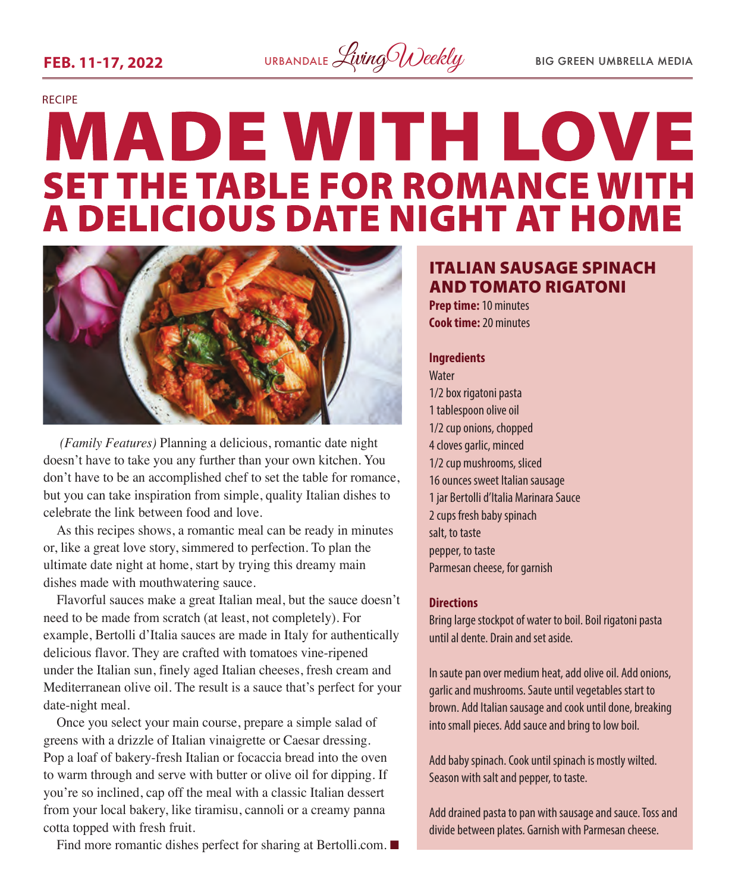RECIPE

# MADE WITH LOVE

## SET THE TABLE FOR ROMANCE WITH A DELICIOUS DATE NIGHT AT HOME

*(Family Features)* Planning a delicious, romantic date night doesn't have to take you any further than your own kitchen. You don't have to be an accomplished chef to set the table for romance, but you can take inspiration from simple, quality Italian dishes to celebrate the link between food and love.

As this recipes shows, a romantic meal can be ready in minutes or, like a great love story, simmered to perfection. To plan the ultimate date night at home, start by trying this dreamy main dishes made with mouthwatering sauce.

Flavorful sauces make a great Italian meal, but the sauce doesn't need to be made from scratch (at least, not completely). For example, Bertolli d'Italia sauces are made in Italy for authentically delicious flavor. They are crafted with tomatoes vine-ripened under the Italian sun, finely aged Italian cheeses, fresh cream and Mediterranean olive oil. The result is a sauce that's perfect for your date-night meal.

Once you select your main course, prepare a simple salad of greens with a drizzle of Italian vinaigrette or Caesar dressing. Pop a loaf of bakery-fresh Italian or focaccia bread into the oven to warm through and serve with butter or olive oil for dipping. If you're so inclined, cap off the meal with a classic Italian dessert from your local bakery, like tiramisu, cannoli or a creamy panna cotta topped with fresh fruit.

Find more romantic dishes perfect for sharing at Bertolli.com. ■

### ITALIAN SAUSAGE SPINACH AND TOMATO RIGATONI

**Prep time:** 10 minutes
**Cook time:** 20 minutes

**Ingredients**

Water
1/2 box rigatoni pasta
1 tablespoon olive oil
1/2 cup onions, chopped
4 cloves garlic, minced
1/2 cup mushrooms, sliced
16 ounces sweet Italian sausage
1 jar Bertolli d'Italia Marinara Sauce
2 cups fresh baby spinach
salt, to taste
pepper, to taste
Parmesan cheese, for garnish

**Directions**

Bring large stockpot of water to boil. Boil rigatoni pasta until al dente. Drain and set aside.

In saute pan over medium heat, add olive oil. Add onions, garlic and mushrooms. Saute until vegetables start to brown. Add Italian sausage and cook until done, breaking into small pieces. Add sauce and bring to low boil.

Add baby spinach. Cook until spinach is mostly wilted. Season with salt and pepper, to taste.

Add drained pasta to pan with sausage and sauce. Toss and divide between plates. Garnish with Parmesan cheese.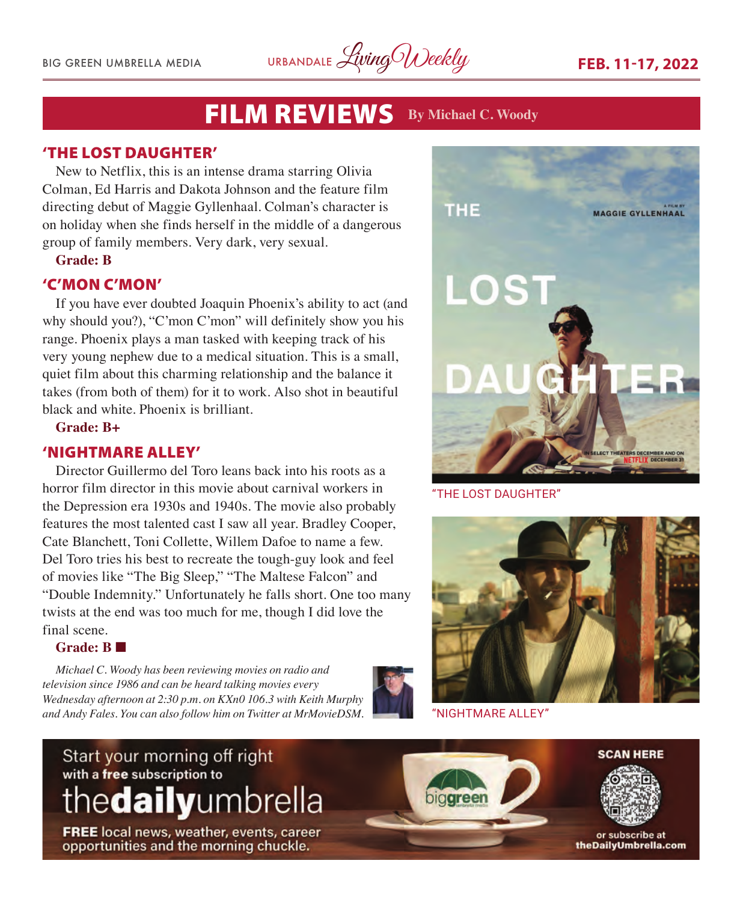# FILM REVIEWS By Michael C. Woody

## 'THE LOST DAUGHTER'

New to Netflix, this is an intense drama starring Olivia Colman, Ed Harris and Dakota Johnson and the feature film directing debut of Maggie Gyllenhaal. Colman's character is on holiday when she finds herself in the middle of a dangerous group of family members. Very dark, very sexual.

**Grade: B**

## 'C'MON C'MON'

If you have ever doubted Joaquin Phoenix's ability to act (and why should you?), "C'mon C'mon" will definitely show you his range. Phoenix plays a man tasked with keeping track of his very young nephew due to a medical situation. This is a small, quiet film about this charming relationship and the balance it takes (from both of them) for it to work. Also shot in beautiful black and white. Phoenix is brilliant.

**Grade: B+**

## 'NIGHTMARE ALLEY'

Director Guillermo del Toro leans back into his roots as a horror film director in this movie about carnival workers in the Depression era 1930s and 1940s. The movie also probably features the most talented cast I saw all year. Bradley Cooper, Cate Blanchett, Toni Collette, Willem Dafoe to name a few. Del Toro tries his best to recreate the tough-guy look and feel of movies like "The Big Sleep," "The Maltese Falcon" and "Double Indemnity." Unfortunately he falls short. One too many twists at the end was too much for me, though I did love the final scene.

**Grade: B** ■

*Michael C. Woody has been reviewing movies on radio and television since 1986 and can be heard talking movies every Wednesday afternoon at 2:30 p.m. on KXn0 106.3 with Keith Murphy and Andy Fales. You can also follow him on Twitter at MrMovieDSM.*

"THE LOST DAUGHTER"

"NIGHTMARE ALLEY"

Start your morning off right with a **free** subscription to the**daily**umbrella

**FREE** local news, weather, events, career opportunities and the morning chuckle.

**SCAN HERE**

or subscribe at **theDailyUmbrella.com**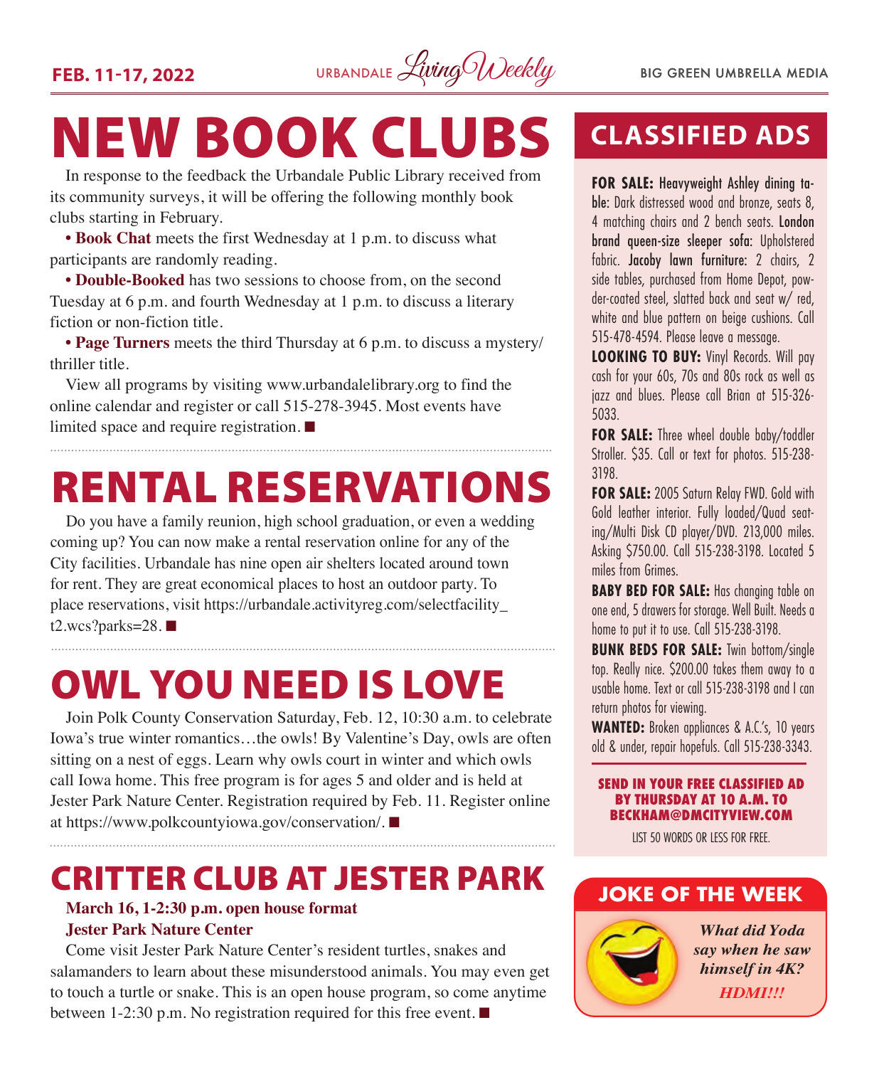# NEW BOOK CLUBS

In response to the feedback the Urbandale Public Library received from its community surveys, it will be offering the following monthly book clubs starting in February.

- **Book Chat** meets the first Wednesday at 1 p.m. to discuss what participants are randomly reading.
- **Double-Booked** has two sessions to choose from, on the second Tuesday at 6 p.m. and fourth Wednesday at 1 p.m. to discuss a literary fiction or non-fiction title.
- **Page Turners** meets the third Thursday at 6 p.m. to discuss a mystery/thriller title.

View all programs by visiting www.urbandalelibrary.org to find the online calendar and register or call 515-278-3945. Most events have limited space and require registration. ■

# RENTAL RESERVATIONS

Do you have a family reunion, high school graduation, or even a wedding coming up? You can now make a rental reservation online for any of the City facilities. Urbandale has nine open air shelters located around town for rent. They are great economical places to host an outdoor party. To place reservations, visit https://urbandale.activityreg.com/selectfacility_t2.wcs?parks=28. ■

# OWL YOU NEED IS LOVE

Join Polk County Conservation Saturday, Feb. 12, 10:30 a.m. to celebrate Iowa's true winter romantics…the owls! By Valentine's Day, owls are often sitting on a nest of eggs. Learn why owls court in winter and which owls call Iowa home. This free program is for ages 5 and older and is held at Jester Park Nature Center. Registration required by Feb. 11. Register online at https://www.polkcountyiowa.gov/conservation/. ■

# CRITTER CLUB AT JESTER PARK

**March 16, 1-2:30 p.m. open house format**
**Jester Park Nature Center**

Come visit Jester Park Nature Center's resident turtles, snakes and salamanders to learn about these misunderstood animals. You may even get to touch a turtle or snake. This is an open house program, so come anytime between 1-2:30 p.m. No registration required for this free event. ■

# CLASSIFIED ADS

**FOR SALE:** Heavyweight Ashley dining table: Dark distressed wood and bronze, seats 8, 4 matching chairs and 2 bench seats. London brand queen-size sleeper sofa: Upholstered fabric. Jacoby lawn furniture: 2 chairs, 2 side tables, purchased from Home Depot, powder-coated steel, slatted back and seat w/ red, white and blue pattern on beige cushions. Call 515-478-4594. Please leave a message.

**LOOKING TO BUY:** Vinyl Records. Will pay cash for your 60s, 70s and 80s rock as well as jazz and blues. Please call Brian at 515-326-5033.

**FOR SALE:** Three wheel double baby/toddler Stroller. $35. Call or text for photos. 515-238-3198.

**FOR SALE:** 2005 Saturn Relay FWD. Gold with Gold leather interior. Fully loaded/Quad seating/Multi Disk CD player/DVD. 213,000 miles. Asking $750.00. Call 515-238-3198. Located 5 miles from Grimes.

**BABY BED FOR SALE:** Has changing table on one end, 5 drawers for storage. Well Built. Needs a home to put it to use. Call 515-238-3198.

**BUNK BEDS FOR SALE:** Twin bottom/single top. Really nice. $200.00 takes them away to a usable home. Text or call 515-238-3198 and I can return photos for viewing.

**WANTED:** Broken appliances & A.C.'s, 10 years old & under, repair hopefuls. Call 515-238-3343.

**SEND IN YOUR FREE CLASSIFIED AD BY THURSDAY AT 10 A.M. TO BECKHAM@DMCITYVIEW.COM**

LIST 50 WORDS OR LESS FOR FREE.

## JOKE OF THE WEEK

*What did Yoda say when he saw himself in 4K?*

*HDMI!!!*